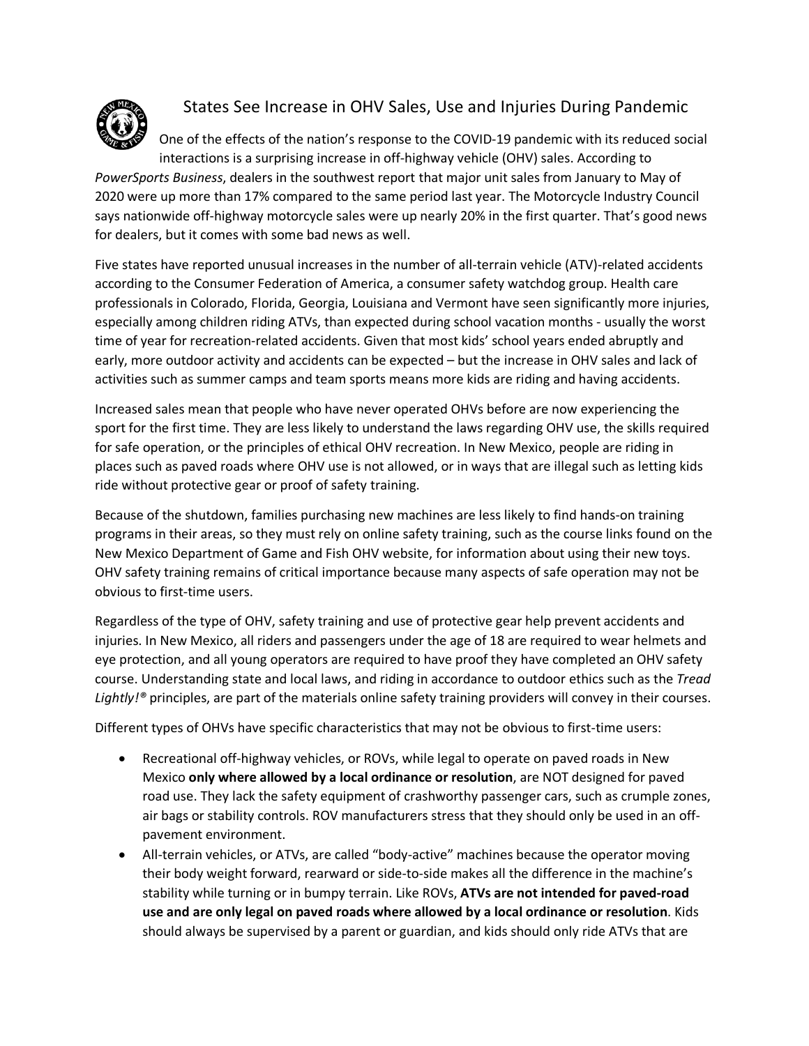# States See Increase in OHV Sales, Use and Injuries During Pandemic

One of the effects of the nation's response to the COVID-19 pandemic with its reduced social interactions is a surprising increase in off-highway vehicle (OHV) sales. According to *PowerSports Business*, dealers in the southwest report that major unit sales from January to May of 2020 were up more than 17% compared to the same period last year. The Motorcycle Industry Council says nationwide off-highway motorcycle sales were up nearly 20% in the first quarter. That's good news for dealers, but it comes with some bad news as well.

Five states have reported unusual increases in the number of all-terrain vehicle (ATV)-related accidents according to the Consumer Federation of America, a consumer safety watchdog group. Health care professionals in Colorado, Florida, Georgia, Louisiana and Vermont have seen significantly more injuries, especially among children riding ATVs, than expected during school vacation months - usually the worst time of year for recreation-related accidents. Given that most kids' school years ended abruptly and early, more outdoor activity and accidents can be expected – but the increase in OHV sales and lack of activities such as summer camps and team sports means more kids are riding and having accidents.

Increased sales mean that people who have never operated OHVs before are now experiencing the sport for the first time. They are less likely to understand the laws regarding OHV use, the skills required for safe operation, or the principles of ethical OHV recreation. In New Mexico, people are riding in places such as paved roads where OHV use is not allowed, or in ways that are illegal such as letting kids ride without protective gear or proof of safety training.

Because of the shutdown, families purchasing new machines are less likely to find hands-on training programs in their areas, so they must rely on online safety training, such as the course links found on the New Mexico Department of Game and Fish OHV website, for information about using their new toys. OHV safety training remains of critical importance because many aspects of safe operation may not be obvious to first-time users.

Regardless of the type of OHV, safety training and use of protective gear help prevent accidents and injuries. In New Mexico, all riders and passengers under the age of 18 are required to wear helmets and eye protection, and all young operators are required to have proof they have completed an OHV safety course. Understanding state and local laws, and riding in accordance to outdoor ethics such as the *Tread Lightly!®* principles, are part of the materials online safety training providers will convey in their courses.

Different types of OHVs have specific characteristics that may not be obvious to first-time users:

- Recreational off-highway vehicles, or ROVs, while legal to operate on paved roads in New Mexico **only where allowed by a local ordinance or resolution**, are NOT designed for paved road use. They lack the safety equipment of crashworthy passenger cars, such as crumple zones, air bags or stability controls. ROV manufacturers stress that they should only be used in an off-pavement environment.
- All-terrain vehicles, or ATVs, are called "body-active" machines because the operator moving their body weight forward, rearward or side-to-side makes all the difference in the machine's stability while turning or in bumpy terrain. Like ROVs, **ATVs are not intended for paved-road use and are only legal on paved roads where allowed by a local ordinance or resolution**. Kids should always be supervised by a parent or guardian, and kids should only ride ATVs that are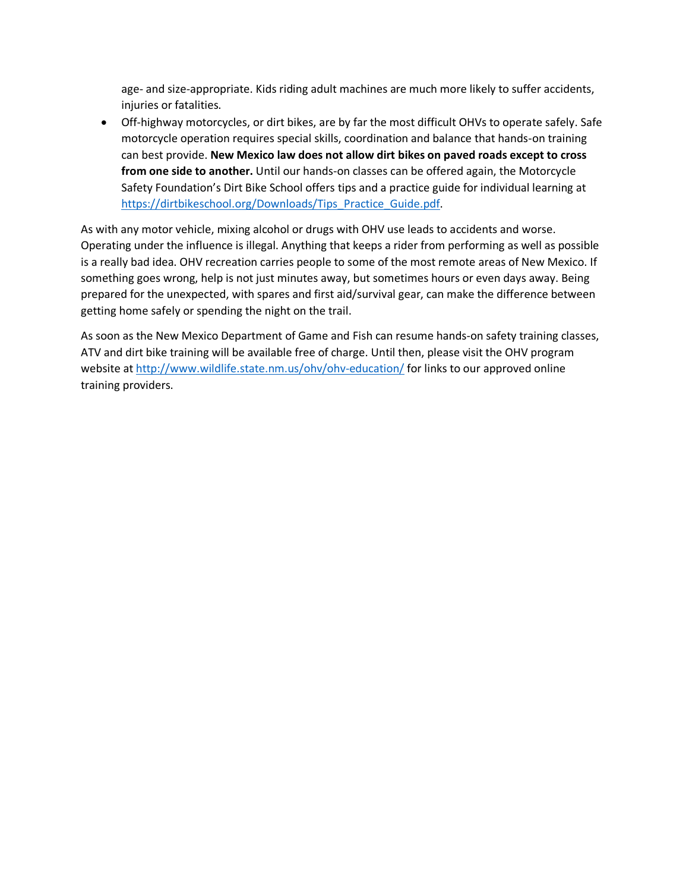age- and size-appropriate. Kids riding adult machines are much more likely to suffer accidents, injuries or fatalities.

- Off-highway motorcycles, or dirt bikes, are by far the most difficult OHVs to operate safely. Safe motorcycle operation requires special skills, coordination and balance that hands-on training can best provide. **New Mexico law does not allow dirt bikes on paved roads except to cross from one side to another.** Until our hands-on classes can be offered again, the Motorcycle Safety Foundation's Dirt Bike School offers tips and a practice guide for individual learning at https://dirtbikeschool.org/Downloads/Tips_Practice_Guide.pdf.

As with any motor vehicle, mixing alcohol or drugs with OHV use leads to accidents and worse. Operating under the influence is illegal. Anything that keeps a rider from performing as well as possible is a really bad idea. OHV recreation carries people to some of the most remote areas of New Mexico. If something goes wrong, help is not just minutes away, but sometimes hours or even days away. Being prepared for the unexpected, with spares and first aid/survival gear, can make the difference between getting home safely or spending the night on the trail.

As soon as the New Mexico Department of Game and Fish can resume hands-on safety training classes, ATV and dirt bike training will be available free of charge. Until then, please visit the OHV program website at http://www.wildlife.state.nm.us/ohv/ohv-education/ for links to our approved online training providers.